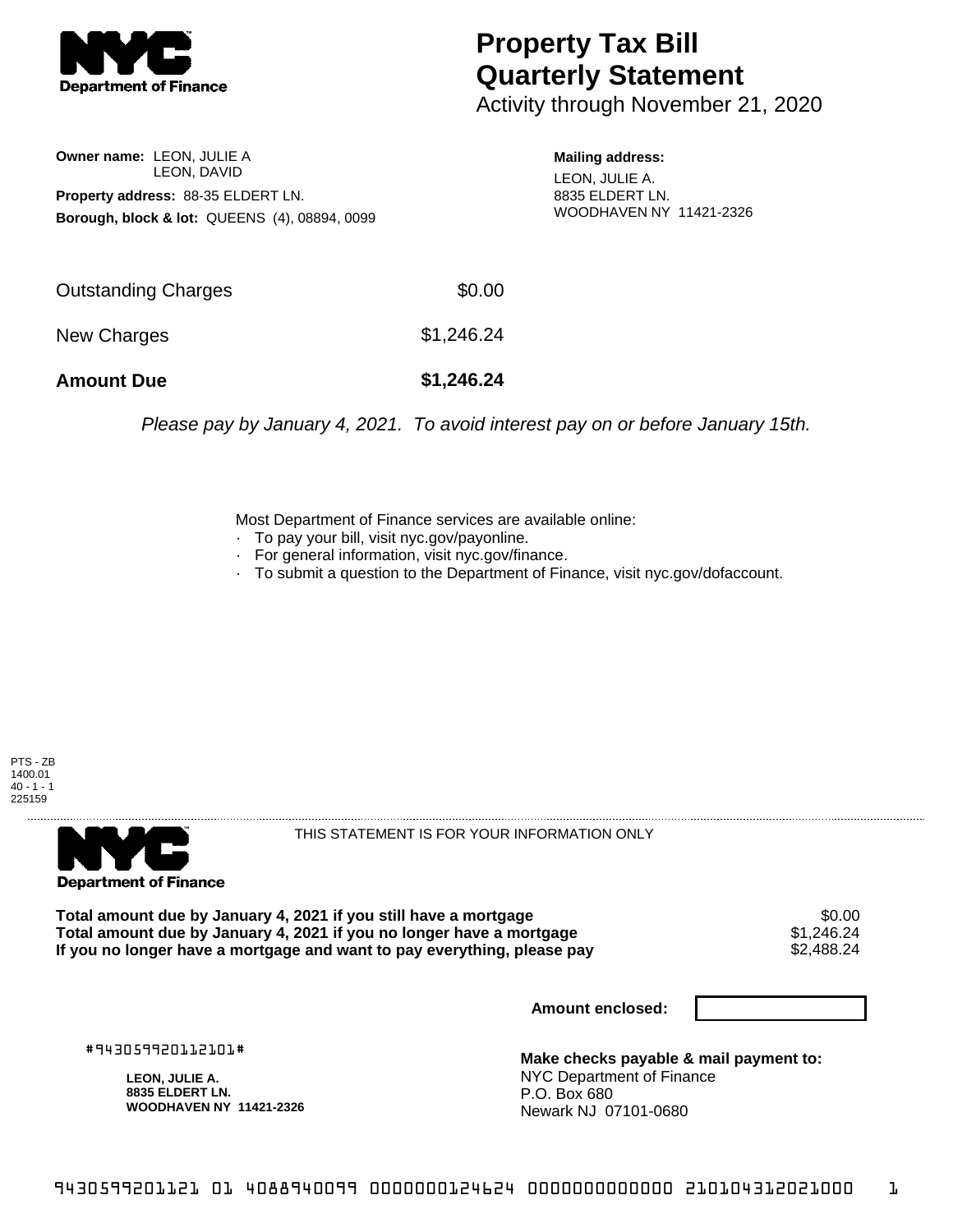**NYC Department of Finance**

# Property Tax Bill Quarterly Statement

Activity through November 21, 2020

**Owner name:** LEON, JULIE A
LEON, DAVID

**Property address:** 88-35 ELDERT LN.

**Borough, block & lot:** QUEENS (4), 08894, 0099

**Mailing address:**
LEON, JULIE A.
8835 ELDERT LN.
WOODHAVEN NY 11421-2326

| | |
|---|---|
| Outstanding Charges | $0.00 |
| New Charges | $1,246.24 |
| **Amount Due** | **$1,246.24** |

*Please pay by January 4, 2021. To avoid interest pay on or before January 15th.*

Most Department of Finance services are available online:

- To pay your bill, visit nyc.gov/payonline.
- For general information, visit nyc.gov/finance.
- To submit a question to the Department of Finance, visit nyc.gov/dofaccount.

PTS - ZB
1400.01
40 - 1 - 1
225159

**NYC Department of Finance**

THIS STATEMENT IS FOR YOUR INFORMATION ONLY

| | |
|---|---|
| **Total amount due by January 4, 2021 if you still have a mortgage** | $0.00 |
| **Total amount due by January 4, 2021 if you no longer have a mortgage** | $1,246.24 |
| **If you no longer have a mortgage and want to pay everything, please pay** | $2,488.24 |

**Amount enclosed:**

#943059920112101#

**LEON, JULIE A.**
**8835 ELDERT LN.**
**WOODHAVEN NY 11421-2326**

**Make checks payable & mail payment to:**
NYC Department of Finance
P.O. Box 680
Newark NJ 07101-0680

9430599201121 01 4088940099 0000000124624 0000000000000 210104312021000 1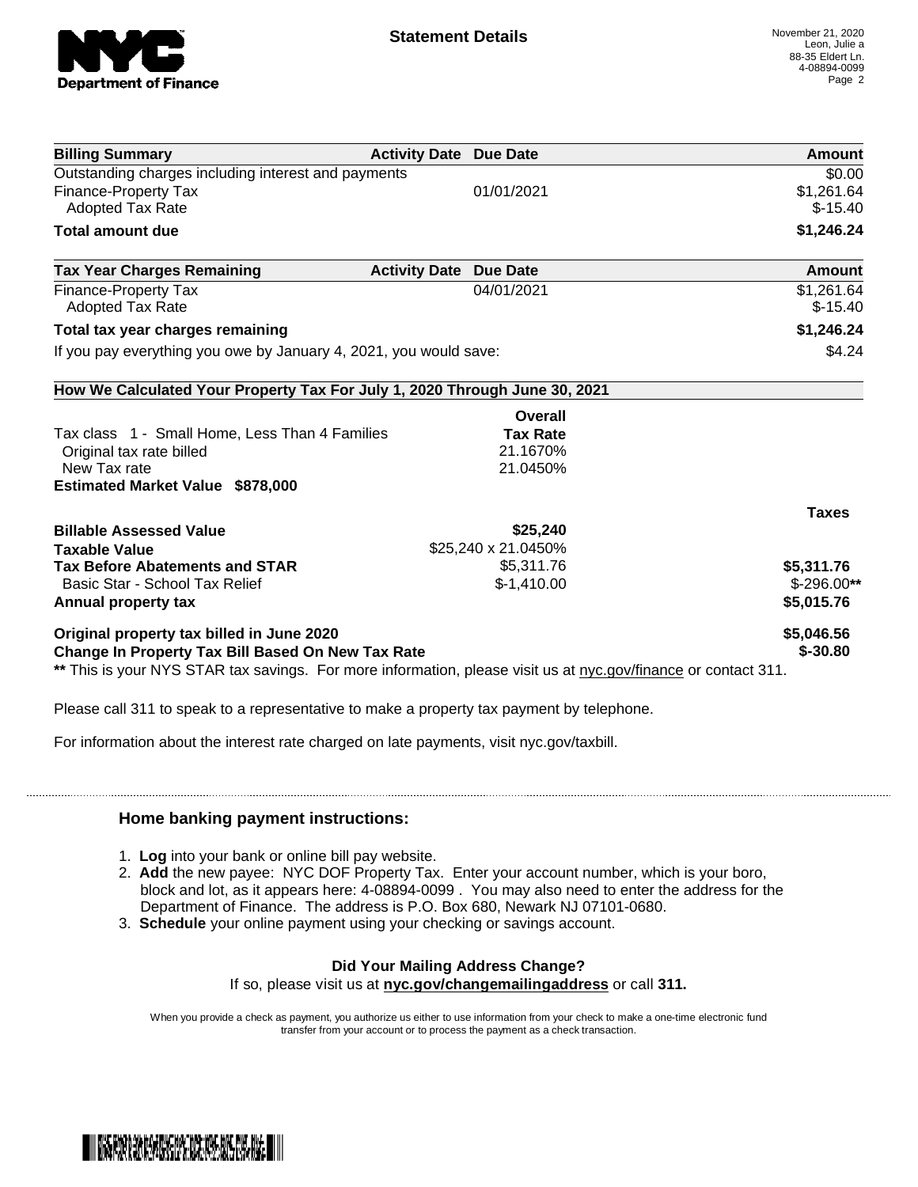# Statement Details

November 21, 2020
Leon, Julie a
88-35 Eldert Ln.
4-08894-0099

| Billing Summary | Activity Date | Due Date | Amount |
|---|---|---|---|
| Outstanding charges including interest and payments | | | $0.00 |
| Finance-Property Tax | | 01/01/2021 | $1,261.64 |
| Adopted Tax Rate | | | $-15.40 |
| **Total amount due** | | | **$1,246.24** |

| Tax Year Charges Remaining | Activity Date | Due Date | Amount |
|---|---|---|---|
| Finance-Property Tax | | 04/01/2021 | $1,261.64 |
| Adopted Tax Rate | | | $-15.40 |
| **Total tax year charges remaining** | | | **$1,246.24** |
| If you pay everything you owe by January 4, 2021, you would save: | | | $4.24 |

**How We Calculated Your Property Tax For July 1, 2020 Through June 30, 2021**

| | Overall Tax Rate | Taxes |
|---|---|---|
| Tax class 1 - Small Home, Less Than 4 Families | | |
| Original tax rate billed | 21.1670% | |
| New Tax rate | 21.0450% | |
| **Estimated Market Value $878,000** | | |
| **Billable Assessed Value** | **$25,240** | |
| **Taxable Value** | $25,240 x 21.0450% | |
| **Tax Before Abatements and STAR** | $5,311.76 | **$5,311.76** |
| Basic Star - School Tax Relief | $-1,410.00 | $-296.00** |
| **Annual property tax** | | **$5,015.76** |
| **Original property tax billed in June 2020** | | **$5,046.56** |
| **Change In Property Tax Bill Based On New Tax Rate** | | **$-30.80** |

** This is your NYS STAR tax savings. For more information, please visit us at nyc.gov/finance or contact 311.

Please call 311 to speak to a representative to make a property tax payment by telephone.

For information about the interest rate charged on late payments, visit nyc.gov/taxbill.

## Home banking payment instructions:

1. **Log** into your bank or online bill pay website.
2. **Add** the new payee: NYC DOF Property Tax. Enter your account number, which is your boro, block and lot, as it appears here: 4-08894-0099 . You may also need to enter the address for the Department of Finance. The address is P.O. Box 680, Newark NJ 07101-0680.
3. **Schedule** your online payment using your checking or savings account.

**Did Your Mailing Address Change?**

If so, please visit us at **nyc.gov/changemailingaddress** or call **311.**

When you provide a check as payment, you authorize us either to use information from your check to make a one-time electronic fund transfer from your account or to process the payment as a check transaction.